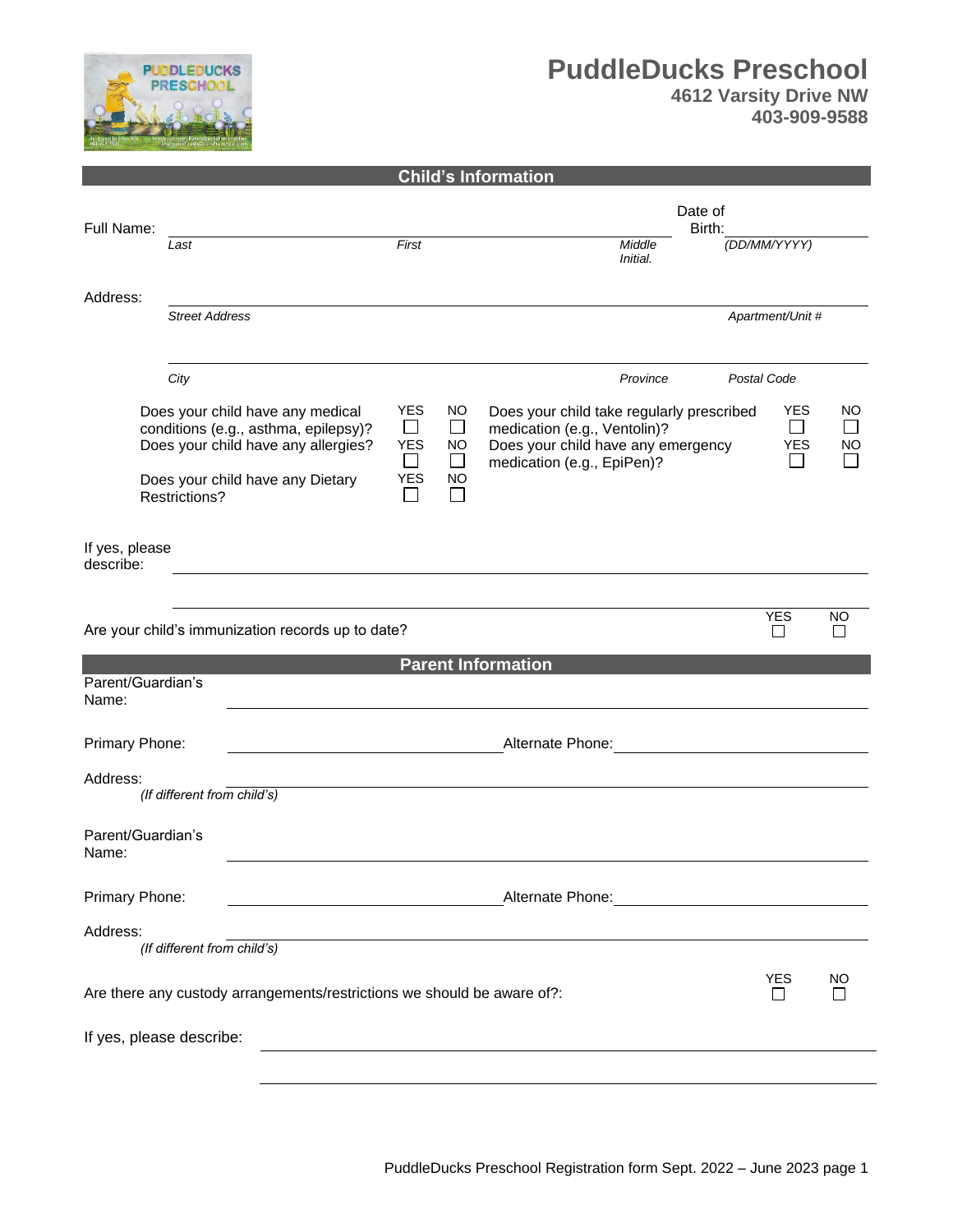# PuddleDucks Preschool

**4612 Varsity Drive NW**
**403-909-9588**

## Child's Information

Full Name: ______________________________ Date of Birth: ____________

*Last* *First* *Middle Initial.* *(DD/MM/YYYY)*

Address: ______________________________

*Street Address* *Apartment/Unit #*

______________________________

*City* *Province* *Postal Code*

| | YES | NO |
|---|---|---|
| Does your child have any medical conditions (e.g., asthma, epilepsy)? | ☐ | ☐ |
| Does your child have any allergies? | ☐ | ☐ |
| Does your child have any Dietary Restrictions? | ☐ | ☐ |
| Does your child take regularly prescribed medication (e.g., Ventolin)? | ☐ | ☐ |
| Does your child have any emergency medication (e.g., EpiPen)? | ☐ | ☐ |

If yes, please describe: ______________________________

______________________________

| | YES | NO |
|---|---|---|
| Are your child's immunization records up to date? | ☐ | ☐ |

## Parent Information

Parent/Guardian's Name: ______________________________

Primary Phone: ______________ Alternate Phone: ______________

Address: ______________________________
*(If different from child's)*

Parent/Guardian's Name: ______________________________

Primary Phone: ______________ Alternate Phone: ______________

Address: ______________________________
*(If different from child's)*

| | YES | NO |
|---|---|---|
| Are there any custody arrangements/restrictions we should be aware of?: | ☐ | ☐ |

If yes, please describe: ______________________________

______________________________

PuddleDucks Preschool Registration form Sept. 2022 – June 2023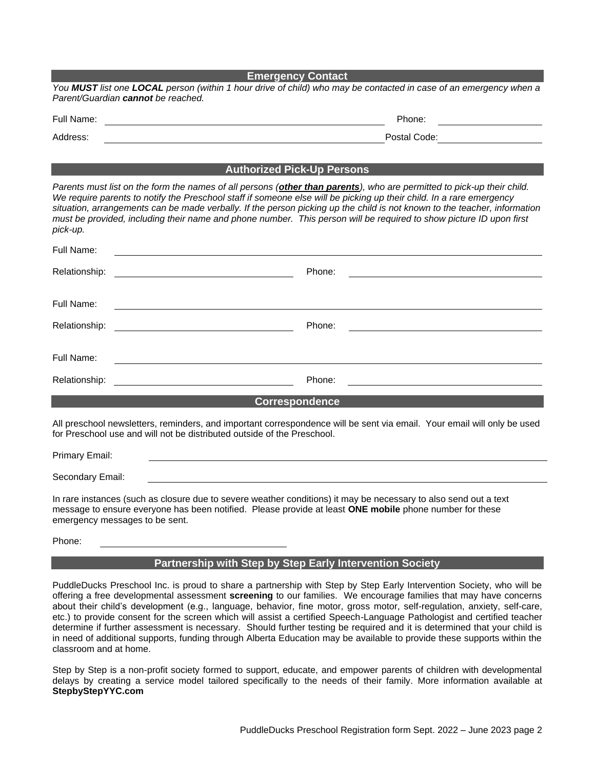## Emergency Contact

*You **MUST** list one **LOCAL** person (within 1 hour drive of child) who may be contacted in case of an emergency when a Parent/Guardian **cannot** be reached.*

Full Name: ______________________________ Phone: ______________

Address: ______________________________ Postal Code: ______________

## Authorized Pick-Up Persons

*Parents must list on the form the names of all persons (**<u>other than parents</u>**), who are permitted to pick-up their child. We require parents to notify the Preschool staff if someone else will be picking up their child. In a rare emergency situation, arrangements can be made verbally. If the person picking up the child is not known to the teacher, information must be provided, including their name and phone number. This person will be required to show picture ID upon first pick-up.*

Full Name: ______________________________

Relationship: ______________________ Phone: ______________________

Full Name: ______________________________

Relationship: ______________________ Phone: ______________________

Full Name: ______________________________

Relationship: ______________________ Phone: ______________________

## Correspondence

All preschool newsletters, reminders, and important correspondence will be sent via email. Your email will only be used for Preschool use and will not be distributed outside of the Preschool.

Primary Email: ______________________________

Secondary Email: ______________________________

In rare instances (such as closure due to severe weather conditions) it may be necessary to also send out a text message to ensure everyone has been notified. Please provide at least **ONE mobile** phone number for these emergency messages to be sent.

Phone: ______________________

## Partnership with Step by Step Early Intervention Society

PuddleDucks Preschool Inc. is proud to share a partnership with Step by Step Early Intervention Society, who will be offering a free developmental assessment **screening** to our families. We encourage families that may have concerns about their child's development (e.g., language, behavior, fine motor, gross motor, self-regulation, anxiety, self-care, etc.) to provide consent for the screen which will assist a certified Speech-Language Pathologist and certified teacher determine if further assessment is necessary. Should further testing be required and it is determined that your child is in need of additional supports, funding through Alberta Education may be available to provide these supports within the classroom and at home.

Step by Step is a non-profit society formed to support, educate, and empower parents of children with developmental delays by creating a service model tailored specifically to the needs of their family. More information available at **StepbyStepYYC.com**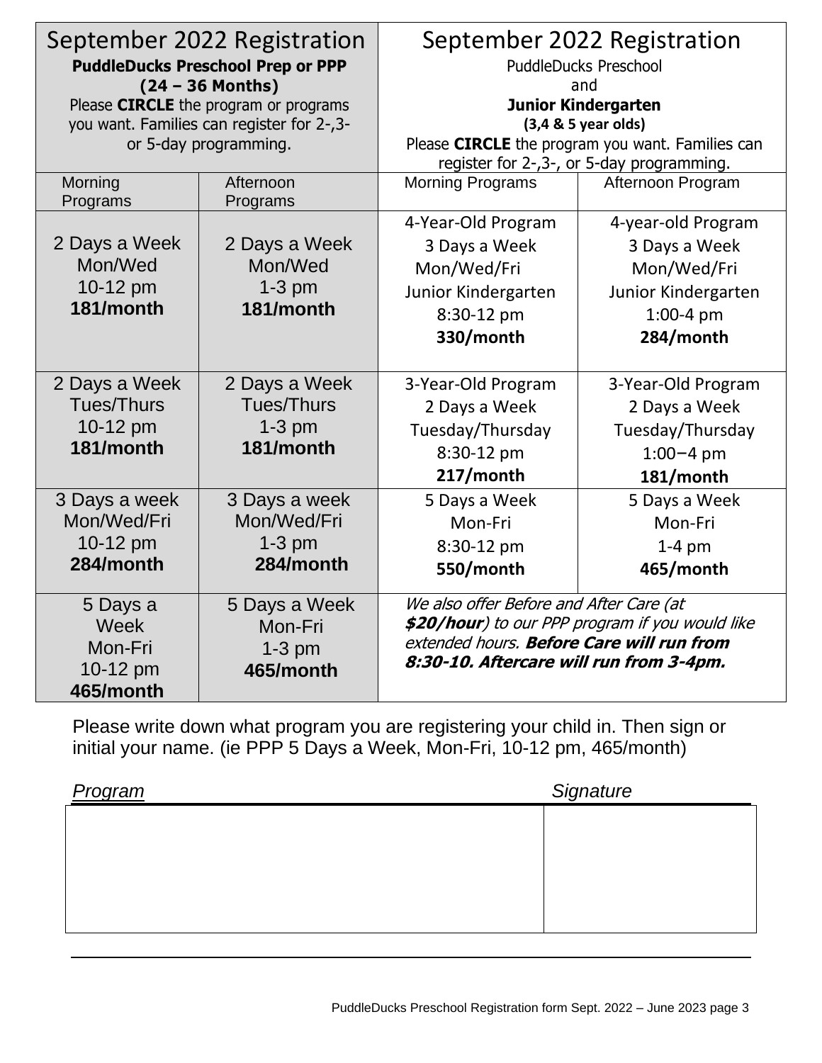| September 2022 Registration<br>**PuddleDucks Preschool Prep or PPP**<br>**(24 – 36 Months)**<br>Please **CIRCLE** the program or programs you want. Families can register for 2-,3- or 5-day programming. | | September 2022 Registration<br>PuddleDucks Preschool<br>and<br>**Junior Kindergarten**<br>**(3,4 & 5 year olds)**<br>Please **CIRCLE** the program you want. Families can register for 2-,3-, or 5-day programming. | |
|---|---|---|---|
| Morning Programs | Afternoon Programs | Morning Programs | Afternoon Program |
| 2 Days a Week<br>Mon/Wed<br>10-12 pm<br>**181/month** | 2 Days a Week<br>Mon/Wed<br>1-3 pm<br>**181/month** | 4-Year-Old Program<br>3 Days a Week<br>Mon/Wed/Fri<br>Junior Kindergarten<br>8:30-12 pm<br>**330/month** | 4-year-old Program<br>3 Days a Week<br>Mon/Wed/Fri<br>Junior Kindergarten<br>1:00-4 pm<br>**284/month** |
| 2 Days a Week<br>Tues/Thurs<br>10-12 pm<br>**181/month** | 2 Days a Week<br>Tues/Thurs<br>1-3 pm<br>**181/month** | 3-Year-Old Program<br>2 Days a Week<br>Tuesday/Thursday<br>8:30-12 pm<br>**217/month** | 3-Year-Old Program<br>2 Days a Week<br>Tuesday/Thursday<br>1:00–4 pm<br>**181/month** |
| 3 Days a week<br>Mon/Wed/Fri<br>10-12 pm<br>**284/month** | 3 Days a week<br>Mon/Wed/Fri<br>1-3 pm<br>**284/month** | 5 Days a Week<br>Mon-Fri<br>8:30-12 pm<br>**550/month** | 5 Days a Week<br>Mon-Fri<br>1-4 pm<br>**465/month** |
| 5 Days a Week<br>Mon-Fri<br>10-12 pm<br>**465/month** | 5 Days a Week<br>Mon-Fri<br>1-3 pm<br>**465/month** | *We also offer Before and After Care (at **$20/hour**) to our PPP program if you would like extended hours. **Before Care will run from 8:30-10. Aftercare will run from 3-4pm.*** | |

Please write down what program you are registering your child in. Then sign or initial your name. (ie PPP 5 Days a Week, Mon-Fri, 10-12 pm, 465/month)

| *Program* | *Signature* |
|---|---|
| | |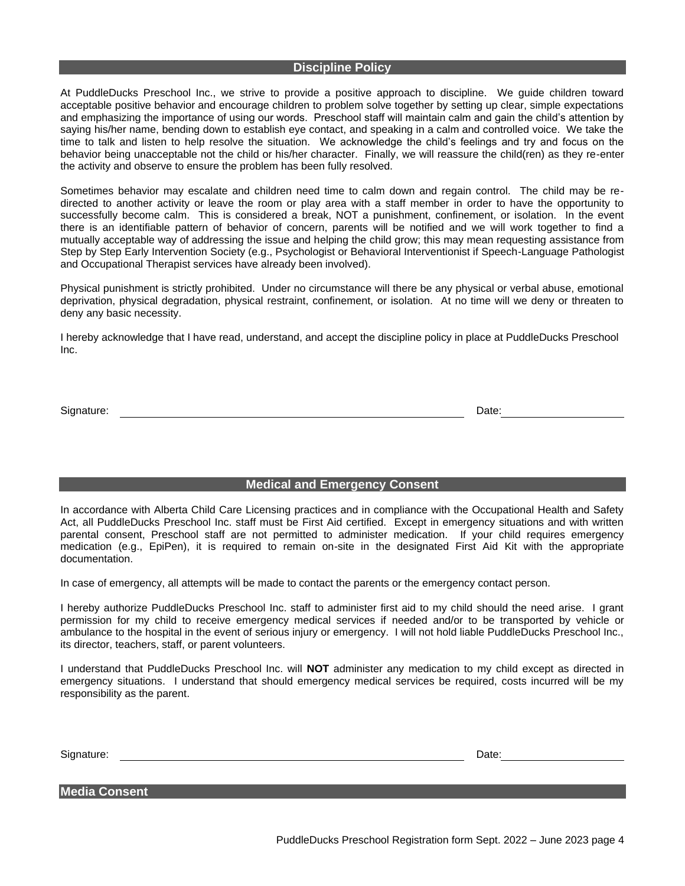## Discipline Policy

At PuddleDucks Preschool Inc., we strive to provide a positive approach to discipline. We guide children toward acceptable positive behavior and encourage children to problem solve together by setting up clear, simple expectations and emphasizing the importance of using our words. Preschool staff will maintain calm and gain the child's attention by saying his/her name, bending down to establish eye contact, and speaking in a calm and controlled voice. We take the time to talk and listen to help resolve the situation. We acknowledge the child's feelings and try and focus on the behavior being unacceptable not the child or his/her character. Finally, we will reassure the child(ren) as they re-enter the activity and observe to ensure the problem has been fully resolved.

Sometimes behavior may escalate and children need time to calm down and regain control. The child may be re-directed to another activity or leave the room or play area with a staff member in order to have the opportunity to successfully become calm. This is considered a break, NOT a punishment, confinement, or isolation. In the event there is an identifiable pattern of behavior of concern, parents will be notified and we will work together to find a mutually acceptable way of addressing the issue and helping the child grow; this may mean requesting assistance from Step by Step Early Intervention Society (e.g., Psychologist or Behavioral Interventionist if Speech-Language Pathologist and Occupational Therapist services have already been involved).

Physical punishment is strictly prohibited. Under no circumstance will there be any physical or verbal abuse, emotional deprivation, physical degradation, physical restraint, confinement, or isolation. At no time will we deny or threaten to deny any basic necessity.

I hereby acknowledge that I have read, understand, and accept the discipline policy in place at PuddleDucks Preschool Inc.

Signature: ______________________________ Date: ______________

## Medical and Emergency Consent

In accordance with Alberta Child Care Licensing practices and in compliance with the Occupational Health and Safety Act, all PuddleDucks Preschool Inc. staff must be First Aid certified. Except in emergency situations and with written parental consent, Preschool staff are not permitted to administer medication. If your child requires emergency medication (e.g., EpiPen), it is required to remain on-site in the designated First Aid Kit with the appropriate documentation.

In case of emergency, all attempts will be made to contact the parents or the emergency contact person.

I hereby authorize PuddleDucks Preschool Inc. staff to administer first aid to my child should the need arise. I grant permission for my child to receive emergency medical services if needed and/or to be transported by vehicle or ambulance to the hospital in the event of serious injury or emergency. I will not hold liable PuddleDucks Preschool Inc., its director, teachers, staff, or parent volunteers.

I understand that PuddleDucks Preschool Inc. will **NOT** administer any medication to my child except as directed in emergency situations. I understand that should emergency medical services be required, costs incurred will be my responsibility as the parent.

Signature: ______________________________ Date: ______________

## Media Consent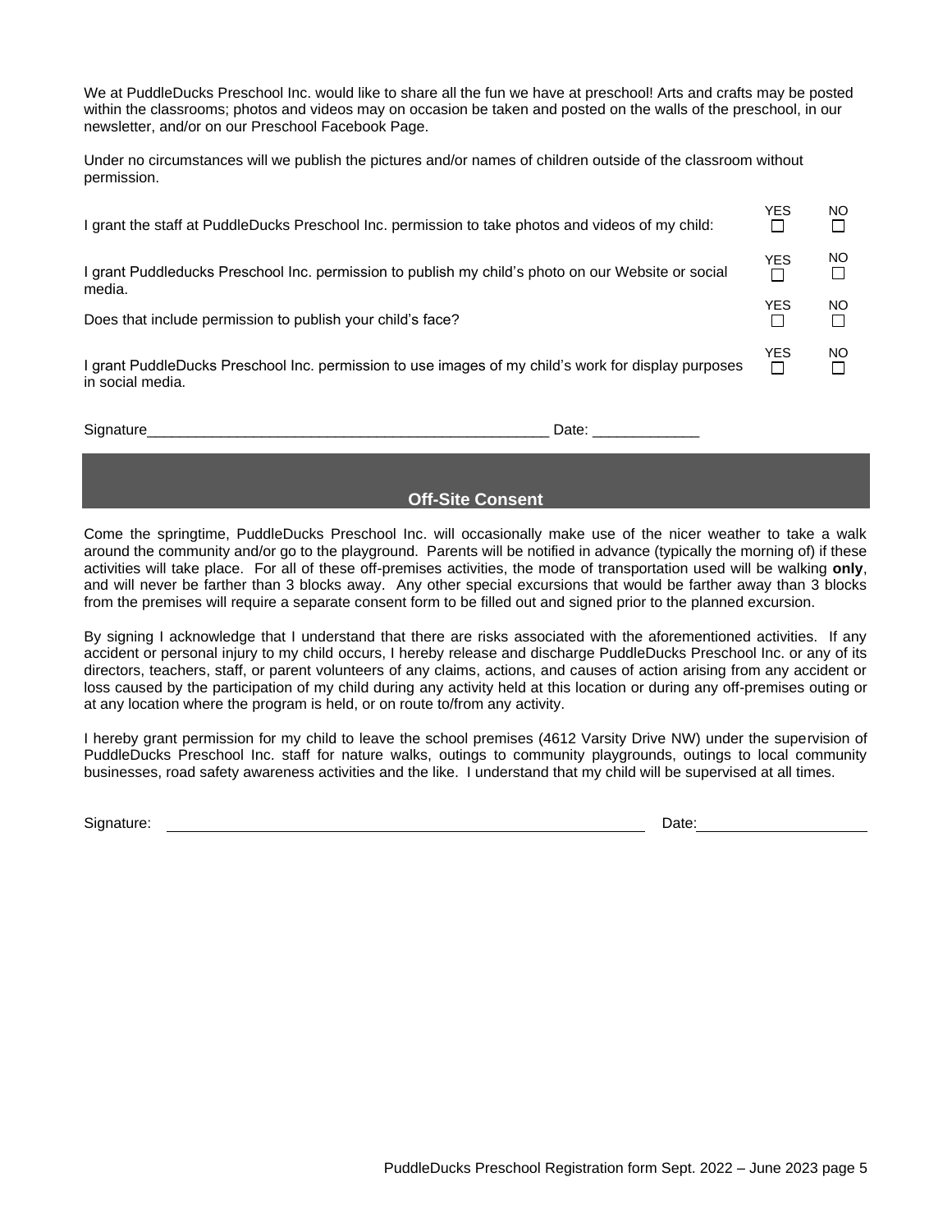We at PuddleDucks Preschool Inc. would like to share all the fun we have at preschool! Arts and crafts may be posted within the classrooms; photos and videos may on occasion be taken and posted on the walls of the preschool, in our newsletter, and/or on our Preschool Facebook Page.

Under no circumstances will we publish the pictures and/or names of children outside of the classroom without permission.

| | YES | NO |
|---|---|---|
| I grant the staff at PuddleDucks Preschool Inc. permission to take photos and videos of my child: | ☐ | ☐ |
| I grant Puddleducks Preschool Inc. permission to publish my child's photo on our Website or social media. | ☐ | ☐ |
| Does that include permission to publish your child's face? | ☐ | ☐ |
| I grant PuddleDucks Preschool Inc. permission to use images of my child's work for display purposes in social media. | ☐ | ☐ |

Signature_________________________________________________ Date: _____________

## Off-Site Consent

Come the springtime, PuddleDucks Preschool Inc. will occasionally make use of the nicer weather to take a walk around the community and/or go to the playground. Parents will be notified in advance (typically the morning of) if these activities will take place. For all of these off-premises activities, the mode of transportation used will be walking **only**, and will never be farther than 3 blocks away. Any other special excursions that would be farther away than 3 blocks from the premises will require a separate consent form to be filled out and signed prior to the planned excursion.

By signing I acknowledge that I understand that there are risks associated with the aforementioned activities. If any accident or personal injury to my child occurs, I hereby release and discharge PuddleDucks Preschool Inc. or any of its directors, teachers, staff, or parent volunteers of any claims, actions, and causes of action arising from any accident or loss caused by the participation of my child during any activity held at this location or during any off-premises outing or at any location where the program is held, or on route to/from any activity.

I hereby grant permission for my child to leave the school premises (4612 Varsity Drive NW) under the supervision of PuddleDucks Preschool Inc. staff for nature walks, outings to community playgrounds, outings to local community businesses, road safety awareness activities and the like. I understand that my child will be supervised at all times.

Signature: ____________________________________________ Date: ____________________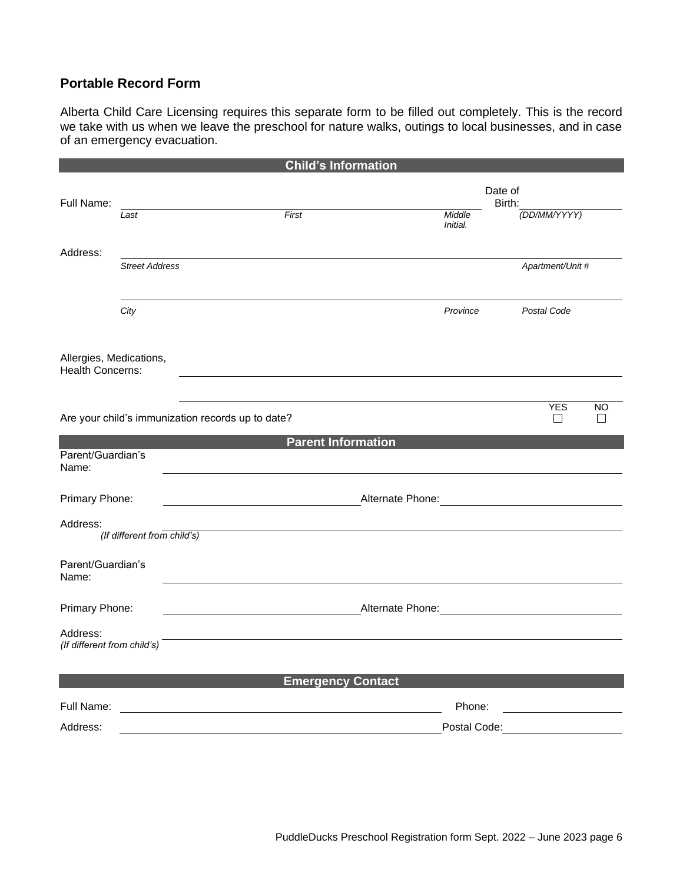## Portable Record Form

Alberta Child Care Licensing requires this separate form to be filled out completely. This is the record we take with us when we leave the preschool for nature walks, outings to local businesses, and in case of an emergency evacuation.

### Child's Information

Full Name: ______________________________________________ Date of Birth: ____________

*Last* *First* *Middle Initial.* *(DD/MM/YYYY)*

Address: ______________________________________________

*Street Address* *Apartment/Unit #*

______________________________________________

*City* *Province* *Postal Code*

Allergies, Medications, Health Concerns: ______________________________________________

______________________________________________

Are your child's immunization records up to date? YES ☐ NO ☐

### Parent Information

Parent/Guardian's Name: ______________________________________________

Primary Phone: ____________________ Alternate Phone: ____________________

Address: ______________________________________________
*(If different from child's)*

Parent/Guardian's Name: ______________________________________________

Primary Phone: ____________________ Alternate Phone: ____________________

Address: ______________________________________________
*(If different from child's)*

### Emergency Contact

Full Name: ______________________________ Phone: ____________________

Address: ______________________________ Postal Code: ____________________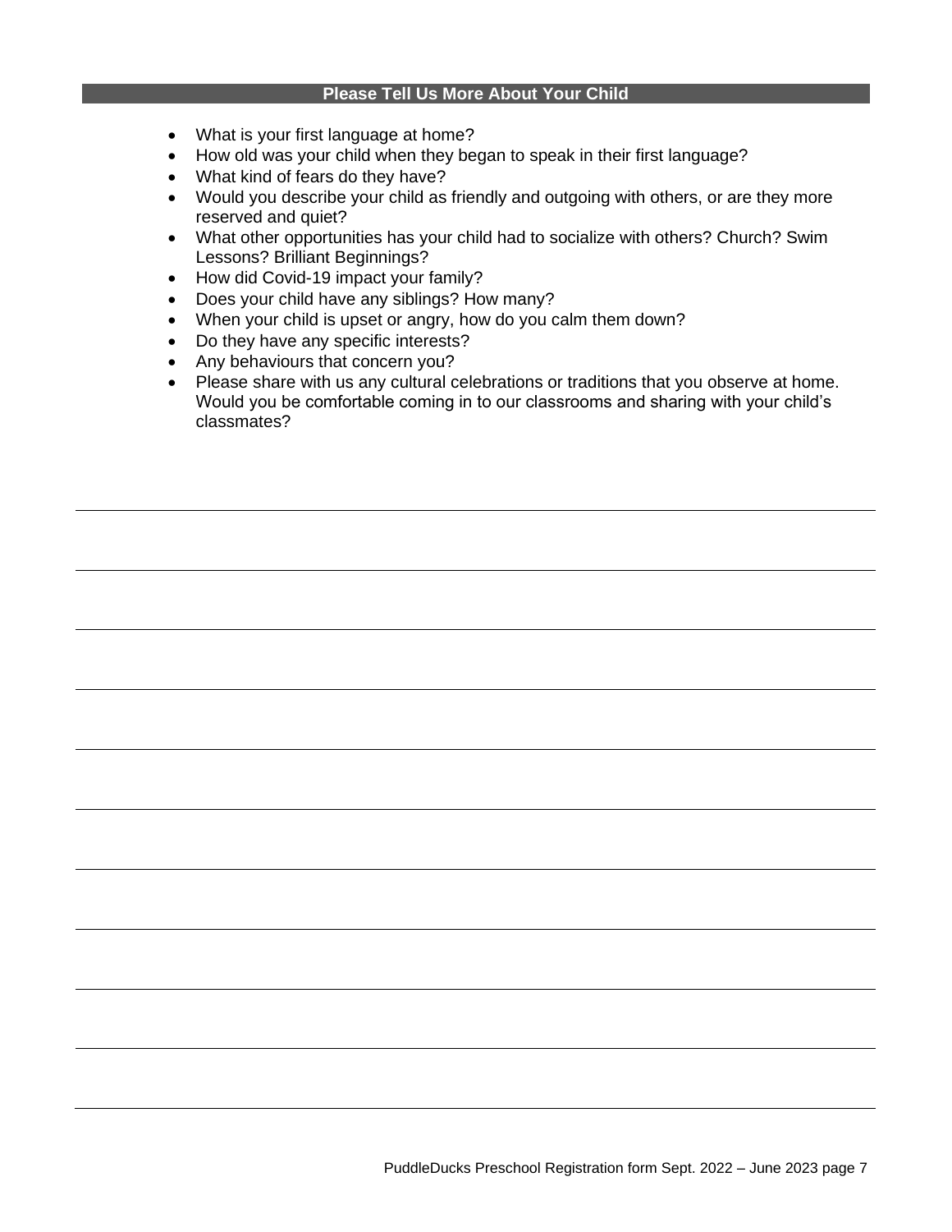## Please Tell Us More About Your Child

- What is your first language at home?
- How old was your child when they began to speak in their first language?
- What kind of fears do they have?
- Would you describe your child as friendly and outgoing with others, or are they more reserved and quiet?
- What other opportunities has your child had to socialize with others? Church? Swim Lessons? Brilliant Beginnings?
- How did Covid-19 impact your family?
- Does your child have any siblings? How many?
- When your child is upset or angry, how do you calm them down?
- Do they have any specific interests?
- Any behaviours that concern you?
- Please share with us any cultural celebrations or traditions that you observe at home. Would you be comfortable coming in to our classrooms and sharing with your child's classmates?